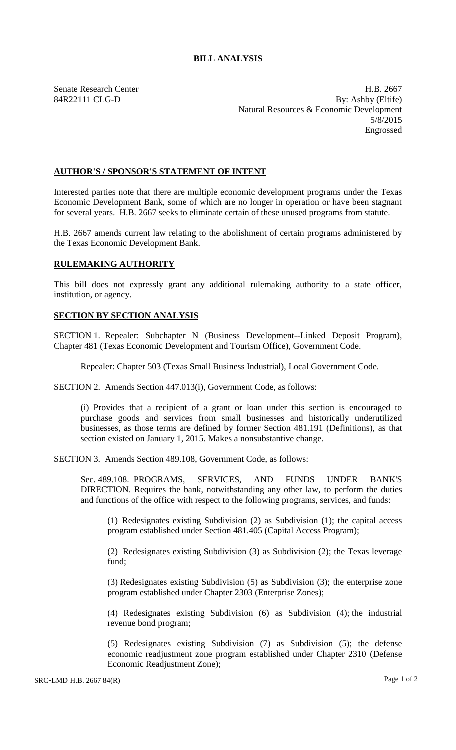# BILL ANALYSIS

Senate Research Center  
84R22111 CLG-D

H.B. 2667  
By: Ashby (Eltife)  
Natural Resources & Economic Development  
5/8/2015  
Engrossed

## AUTHOR'S / SPONSOR'S STATEMENT OF INTENT

Interested parties note that there are multiple economic development programs under the Texas Economic Development Bank, some of which are no longer in operation or have been stagnant for several years. H.B. 2667 seeks to eliminate certain of these unused programs from statute.

H.B. 2667 amends current law relating to the abolishment of certain programs administered by the Texas Economic Development Bank.

## RULEMAKING AUTHORITY

This bill does not expressly grant any additional rulemaking authority to a state officer, institution, or agency.

## SECTION BY SECTION ANALYSIS

SECTION 1. Repealer: Subchapter N (Business Development--Linked Deposit Program), Chapter 481 (Texas Economic Development and Tourism Office), Government Code.

Repealer: Chapter 503 (Texas Small Business Industrial), Local Government Code.

SECTION 2. Amends Section 447.013(i), Government Code, as follows:

(i) Provides that a recipient of a grant or loan under this section is encouraged to purchase goods and services from small businesses and historically underutilized businesses, as those terms are defined by former Section 481.191 (Definitions), as that section existed on January 1, 2015. Makes a nonsubstantive change.

SECTION 3. Amends Section 489.108, Government Code, as follows:

Sec. 489.108. PROGRAMS, SERVICES, AND FUNDS UNDER BANK'S DIRECTION. Requires the bank, notwithstanding any other law, to perform the duties and functions of the office with respect to the following programs, services, and funds:

(1) Redesignates existing Subdivision (2) as Subdivision (1); the capital access program established under Section 481.405 (Capital Access Program);

(2) Redesignates existing Subdivision (3) as Subdivision (2); the Texas leverage fund;

(3) Redesignates existing Subdivision (5) as Subdivision (3); the enterprise zone program established under Chapter 2303 (Enterprise Zones);

(4) Redesignates existing Subdivision (6) as Subdivision (4); the industrial revenue bond program;

(5) Redesignates existing Subdivision (7) as Subdivision (5); the defense economic readjustment zone program established under Chapter 2310 (Defense Economic Readjustment Zone);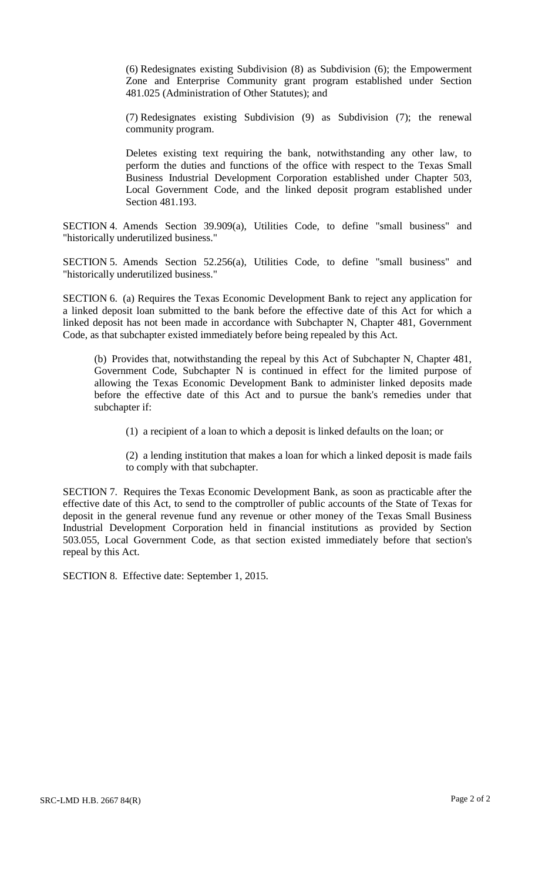(6) Redesignates existing Subdivision (8) as Subdivision (6); the Empowerment Zone and Enterprise Community grant program established under Section 481.025 (Administration of Other Statutes); and

(7) Redesignates existing Subdivision (9) as Subdivision (7); the renewal community program.

Deletes existing text requiring the bank, notwithstanding any other law, to perform the duties and functions of the office with respect to the Texas Small Business Industrial Development Corporation established under Chapter 503, Local Government Code, and the linked deposit program established under Section 481.193.

SECTION 4. Amends Section 39.909(a), Utilities Code, to define "small business" and "historically underutilized business."

SECTION 5. Amends Section 52.256(a), Utilities Code, to define "small business" and "historically underutilized business."

SECTION 6. (a) Requires the Texas Economic Development Bank to reject any application for a linked deposit loan submitted to the bank before the effective date of this Act for which a linked deposit has not been made in accordance with Subchapter N, Chapter 481, Government Code, as that subchapter existed immediately before being repealed by this Act.

(b) Provides that, notwithstanding the repeal by this Act of Subchapter N, Chapter 481, Government Code, Subchapter N is continued in effect for the limited purpose of allowing the Texas Economic Development Bank to administer linked deposits made before the effective date of this Act and to pursue the bank's remedies under that subchapter if:

(1) a recipient of a loan to which a deposit is linked defaults on the loan; or

(2) a lending institution that makes a loan for which a linked deposit is made fails to comply with that subchapter.

SECTION 7. Requires the Texas Economic Development Bank, as soon as practicable after the effective date of this Act, to send to the comptroller of public accounts of the State of Texas for deposit in the general revenue fund any revenue or other money of the Texas Small Business Industrial Development Corporation held in financial institutions as provided by Section 503.055, Local Government Code, as that section existed immediately before that section's repeal by this Act.

SECTION 8. Effective date: September 1, 2015.

SRC-LMD H.B. 2667 84(R)